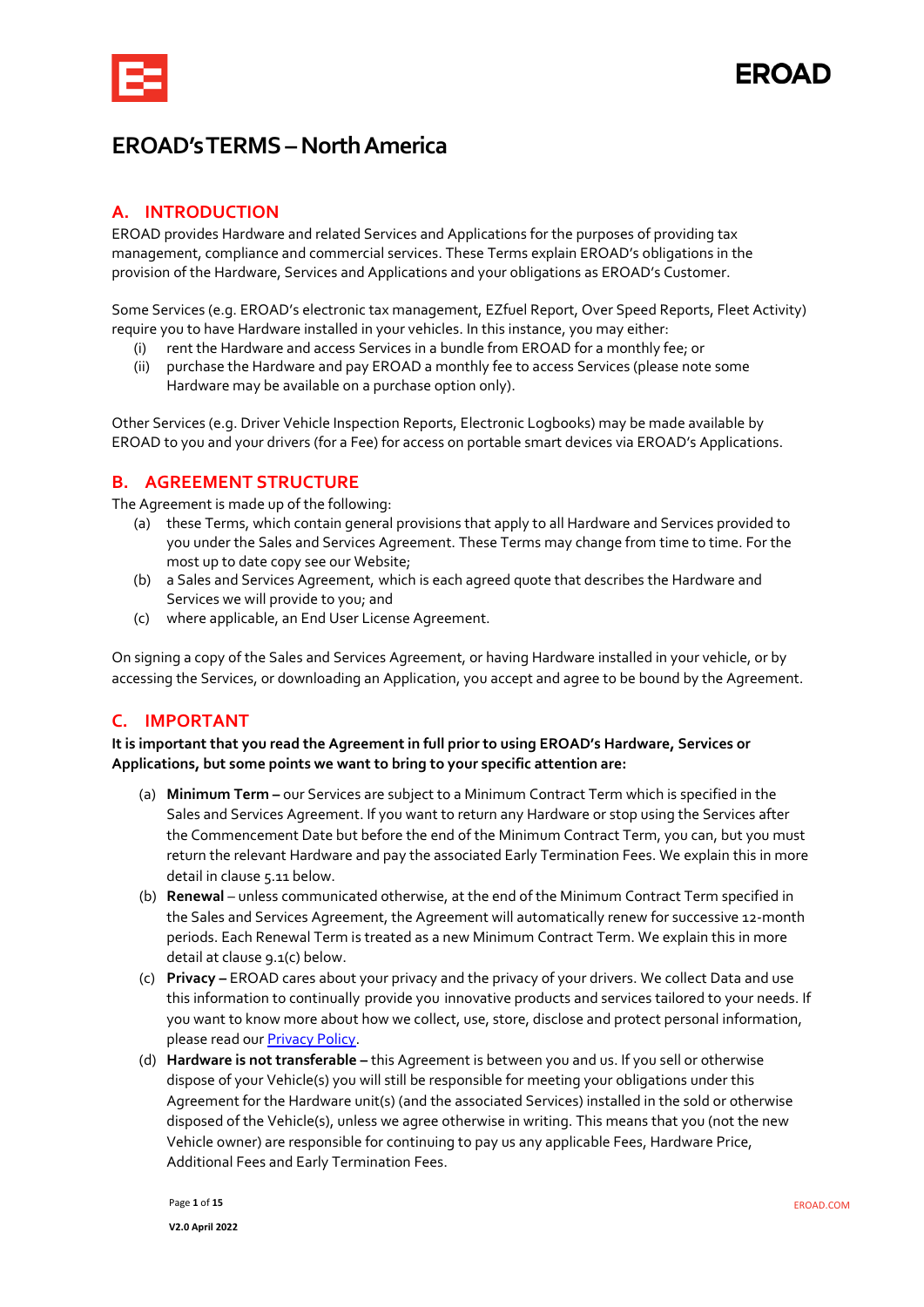# EROAD's TERMS – North America

## A. INTRODUCTION

EROAD provides Hardware and related Services and Applications for the purposes of providing tax management, compliance and commercial services. These Terms explain EROAD's obligations in the provision of the Hardware, Services and Applications and your obligations as EROAD's Customer.

Some Services (e.g. EROAD's electronic tax management, EZfuel Report, Over Speed Reports, Fleet Activity) require you to have Hardware installed in your vehicles. In this instance, you may either:

(i) rent the Hardware and access Services in a bundle from EROAD for a monthly fee; or

(ii) purchase the Hardware and pay EROAD a monthly fee to access Services (please note some Hardware may be available on a purchase option only).

Other Services (e.g. Driver Vehicle Inspection Reports, Electronic Logbooks) may be made available by EROAD to you and your drivers (for a Fee) for access on portable smart devices via EROAD's Applications.

## B. AGREEMENT STRUCTURE

The Agreement is made up of the following:

(a) these Terms, which contain general provisions that apply to all Hardware and Services provided to you under the Sales and Services Agreement. These Terms may change from time to time. For the most up to date copy see our Website;

(b) a Sales and Services Agreement, which is each agreed quote that describes the Hardware and Services we will provide to you; and

(c) where applicable, an End User License Agreement.

On signing a copy of the Sales and Services Agreement, or having Hardware installed in your vehicle, or by accessing the Services, or downloading an Application, you accept and agree to be bound by the Agreement.

## C. IMPORTANT

**It is important that you read the Agreement in full prior to using EROAD's Hardware, Services or Applications, but some points we want to bring to your specific attention are:**

(a) **Minimum Term –** our Services are subject to a Minimum Contract Term which is specified in the Sales and Services Agreement. If you want to return any Hardware or stop using the Services after the Commencement Date but before the end of the Minimum Contract Term, you can, but you must return the relevant Hardware and pay the associated Early Termination Fees. We explain this in more detail in clause 5.11 below.

(b) **Renewal** – unless communicated otherwise, at the end of the Minimum Contract Term specified in the Sales and Services Agreement, the Agreement will automatically renew for successive 12-month periods. Each Renewal Term is treated as a new Minimum Contract Term. We explain this in more detail at clause 9.1(c) below.

(c) **Privacy –** EROAD cares about your privacy and the privacy of your drivers. We collect Data and use this information to continually provide you innovative products and services tailored to your needs. If you want to know more about how we collect, use, store, disclose and protect personal information, please read our Privacy Policy.

(d) **Hardware is not transferable –** this Agreement is between you and us. If you sell or otherwise dispose of your Vehicle(s) you will still be responsible for meeting your obligations under this Agreement for the Hardware unit(s) (and the associated Services) installed in the sold or otherwise disposed of the Vehicle(s), unless we agree otherwise in writing. This means that you (not the new Vehicle owner) are responsible for continuing to pay us any applicable Fees, Hardware Price, Additional Fees and Early Termination Fees.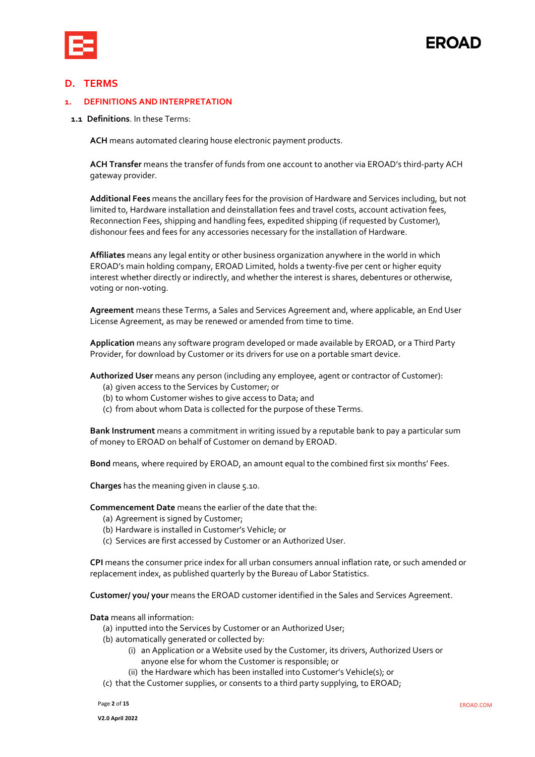# D. TERMS

## 1. DEFINITIONS AND INTERPRETATION

**1.1 Definitions**. In these Terms:

**ACH** means automated clearing house electronic payment products.

**ACH Transfer** means the transfer of funds from one account to another via EROAD's third-party ACH gateway provider.

**Additional Fees** means the ancillary fees for the provision of Hardware and Services including, but not limited to, Hardware installation and deinstallation fees and travel costs, account activation fees, Reconnection Fees, shipping and handling fees, expedited shipping (if requested by Customer), dishonour fees and fees for any accessories necessary for the installation of Hardware.

**Affiliates** means any legal entity or other business organization anywhere in the world in which EROAD's main holding company, EROAD Limited, holds a twenty-five per cent or higher equity interest whether directly or indirectly, and whether the interest is shares, debentures or otherwise, voting or non-voting.

**Agreement** means these Terms, a Sales and Services Agreement and, where applicable, an End User License Agreement, as may be renewed or amended from time to time.

**Application** means any software program developed or made available by EROAD, or a Third Party Provider, for download by Customer or its drivers for use on a portable smart device.

**Authorized User** means any person (including any employee, agent or contractor of Customer):

(a) given access to the Services by Customer; or
(b) to whom Customer wishes to give access to Data; and
(c) from about whom Data is collected for the purpose of these Terms.

**Bank Instrument** means a commitment in writing issued by a reputable bank to pay a particular sum of money to EROAD on behalf of Customer on demand by EROAD.

**Bond** means, where required by EROAD, an amount equal to the combined first six months' Fees.

**Charges** has the meaning given in clause 5.10.

**Commencement Date** means the earlier of the date that the:

(a) Agreement is signed by Customer;
(b) Hardware is installed in Customer's Vehicle; or
(c) Services are first accessed by Customer or an Authorized User.

**CPI** means the consumer price index for all urban consumers annual inflation rate, or such amended or replacement index, as published quarterly by the Bureau of Labor Statistics.

**Customer/ you/ your** means the EROAD customer identified in the Sales and Services Agreement.

**Data** means all information:

(a) inputted into the Services by Customer or an Authorized User;
(b) automatically generated or collected by:
    (i) an Application or a Website used by the Customer, its drivers, Authorized Users or anyone else for whom the Customer is responsible; or
    (ii) the Hardware which has been installed into Customer's Vehicle(s); or
(c) that the Customer supplies, or consents to a third party supplying, to EROAD;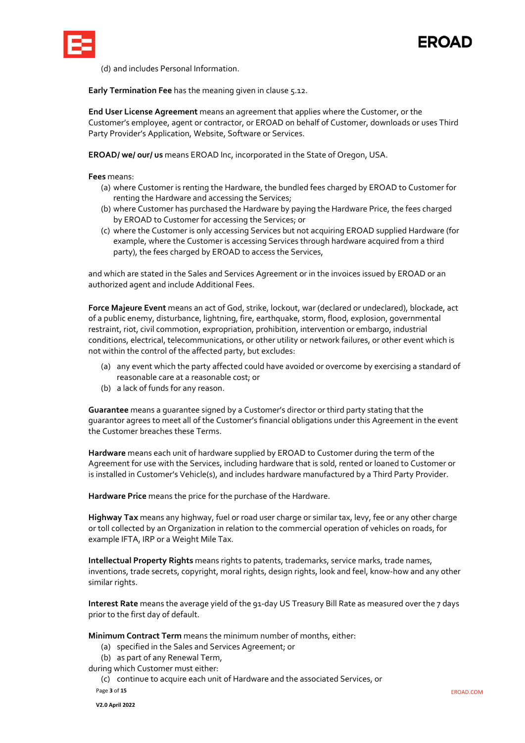(d) and includes Personal Information.

**Early Termination Fee** has the meaning given in clause 5.12.

**End User License Agreement** means an agreement that applies where the Customer, or the Customer's employee, agent or contractor, or EROAD on behalf of Customer, downloads or uses Third Party Provider's Application, Website, Software or Services.

**EROAD/ we/ our/ us** means EROAD Inc, incorporated in the State of Oregon, USA.

**Fees** means:

(a) where Customer is renting the Hardware, the bundled fees charged by EROAD to Customer for renting the Hardware and accessing the Services;
(b) where Customer has purchased the Hardware by paying the Hardware Price, the fees charged by EROAD to Customer for accessing the Services; or
(c) where the Customer is only accessing Services but not acquiring EROAD supplied Hardware (for example, where the Customer is accessing Services through hardware acquired from a third party), the fees charged by EROAD to access the Services,

and which are stated in the Sales and Services Agreement or in the invoices issued by EROAD or an authorized agent and include Additional Fees.

**Force Majeure Event** means an act of God, strike, lockout, war (declared or undeclared), blockade, act of a public enemy, disturbance, lightning, fire, earthquake, storm, flood, explosion, governmental restraint, riot, civil commotion, expropriation, prohibition, intervention or embargo, industrial conditions, electrical, telecommunications, or other utility or network failures, or other event which is not within the control of the affected party, but excludes:

(a) any event which the party affected could have avoided or overcome by exercising a standard of reasonable care at a reasonable cost; or
(b) a lack of funds for any reason.

**Guarantee** means a guarantee signed by a Customer's director or third party stating that the guarantor agrees to meet all of the Customer's financial obligations under this Agreement in the event the Customer breaches these Terms.

**Hardware** means each unit of hardware supplied by EROAD to Customer during the term of the Agreement for use with the Services, including hardware that is sold, rented or loaned to Customer or is installed in Customer's Vehicle(s), and includes hardware manufactured by a Third Party Provider.

**Hardware Price** means the price for the purchase of the Hardware.

**Highway Tax** means any highway, fuel or road user charge or similar tax, levy, fee or any other charge or toll collected by an Organization in relation to the commercial operation of vehicles on roads, for example IFTA, IRP or a Weight Mile Tax.

**Intellectual Property Rights** means rights to patents, trademarks, service marks, trade names, inventions, trade secrets, copyright, moral rights, design rights, look and feel, know-how and any other similar rights.

**Interest Rate** means the average yield of the 91-day US Treasury Bill Rate as measured over the 7 days prior to the first day of default.

**Minimum Contract Term** means the minimum number of months, either:

(a) specified in the Sales and Services Agreement; or
(b) as part of any Renewal Term,

during which Customer must either:

(c) continue to acquire each unit of Hardware and the associated Services, or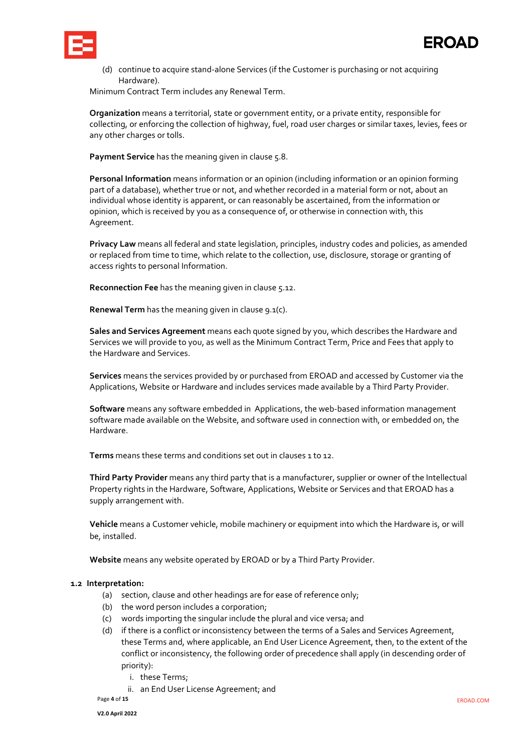(d) continue to acquire stand-alone Services (if the Customer is purchasing or not acquiring Hardware).

Minimum Contract Term includes any Renewal Term.

**Organization** means a territorial, state or government entity, or a private entity, responsible for collecting, or enforcing the collection of highway, fuel, road user charges or similar taxes, levies, fees or any other charges or tolls.

**Payment Service** has the meaning given in clause 5.8.

**Personal Information** means information or an opinion (including information or an opinion forming part of a database), whether true or not, and whether recorded in a material form or not, about an individual whose identity is apparent, or can reasonably be ascertained, from the information or opinion, which is received by you as a consequence of, or otherwise in connection with, this Agreement.

**Privacy Law** means all federal and state legislation, principles, industry codes and policies, as amended or replaced from time to time, which relate to the collection, use, disclosure, storage or granting of access rights to personal Information.

**Reconnection Fee** has the meaning given in clause 5.12.

**Renewal Term** has the meaning given in clause 9.1(c).

**Sales and Services Agreement** means each quote signed by you, which describes the Hardware and Services we will provide to you, as well as the Minimum Contract Term, Price and Fees that apply to the Hardware and Services.

**Services** means the services provided by or purchased from EROAD and accessed by Customer via the Applications, Website or Hardware and includes services made available by a Third Party Provider.

**Software** means any software embedded in Applications, the web-based information management software made available on the Website, and software used in connection with, or embedded on, the Hardware.

**Terms** means these terms and conditions set out in clauses 1 to 12.

**Third Party Provider** means any third party that is a manufacturer, supplier or owner of the Intellectual Property rights in the Hardware, Software, Applications, Website or Services and that EROAD has a supply arrangement with.

**Vehicle** means a Customer vehicle, mobile machinery or equipment into which the Hardware is, or will be, installed.

**Website** means any website operated by EROAD or by a Third Party Provider.

**1.2 Interpretation:**

(a) section, clause and other headings are for ease of reference only;

(b) the word person includes a corporation;

(c) words importing the singular include the plural and vice versa; and

(d) if there is a conflict or inconsistency between the terms of a Sales and Services Agreement, these Terms and, where applicable, an End User Licence Agreement, then, to the extent of the conflict or inconsistency, the following order of precedence shall apply (in descending order of priority):

i. these Terms;

ii. an End User License Agreement; and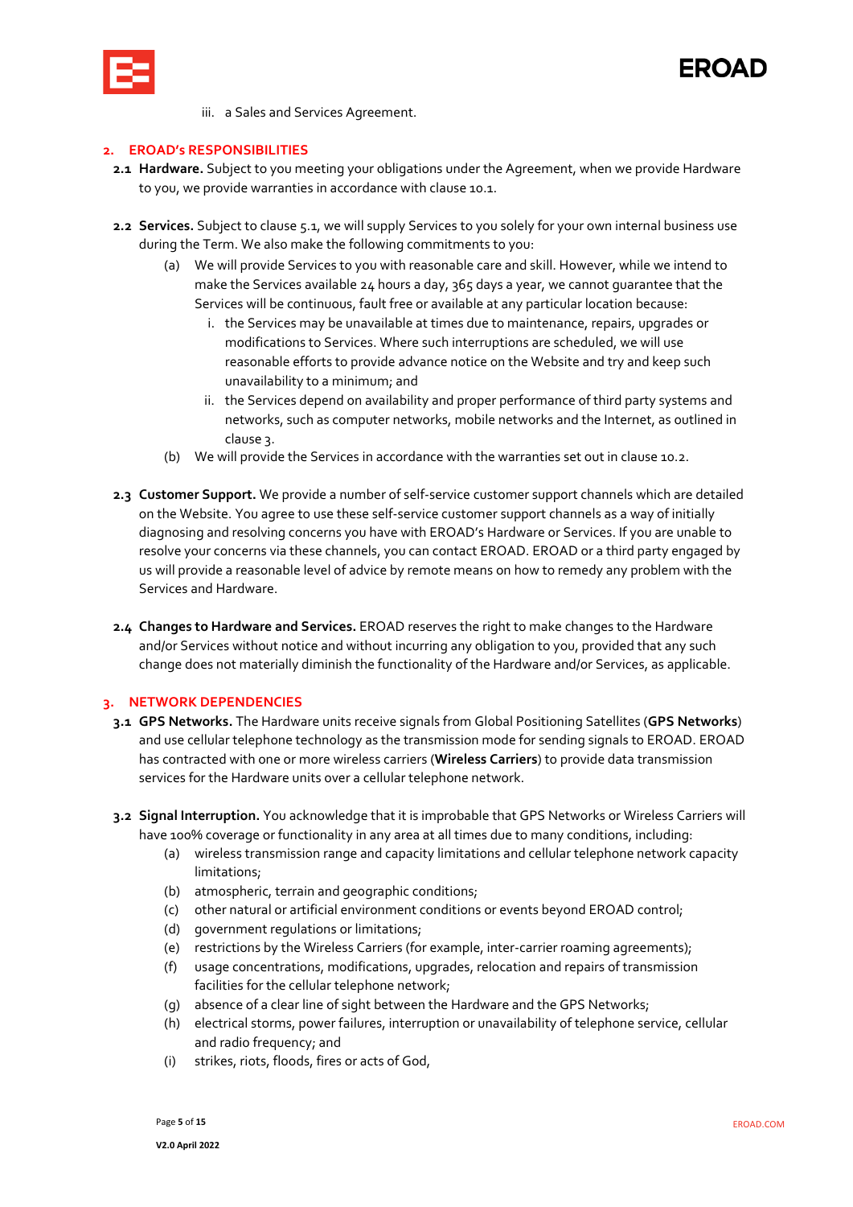iii. a Sales and Services Agreement.

## 2. EROAD's RESPONSIBILITIES

**2.1 Hardware.** Subject to you meeting your obligations under the Agreement, when we provide Hardware to you, we provide warranties in accordance with clause 10.1.

**2.2 Services.** Subject to clause 5.1, we will supply Services to you solely for your own internal business use during the Term. We also make the following commitments to you:

(a) We will provide Services to you with reasonable care and skill. However, while we intend to make the Services available 24 hours a day, 365 days a year, we cannot guarantee that the Services will be continuous, fault free or available at any particular location because:

i. the Services may be unavailable at times due to maintenance, repairs, upgrades or modifications to Services. Where such interruptions are scheduled, we will use reasonable efforts to provide advance notice on the Website and try and keep such unavailability to a minimum; and

ii. the Services depend on availability and proper performance of third party systems and networks, such as computer networks, mobile networks and the Internet, as outlined in clause 3.

(b) We will provide the Services in accordance with the warranties set out in clause 10.2.

**2.3 Customer Support.** We provide a number of self-service customer support channels which are detailed on the Website. You agree to use these self-service customer support channels as a way of initially diagnosing and resolving concerns you have with EROAD's Hardware or Services. If you are unable to resolve your concerns via these channels, you can contact EROAD. EROAD or a third party engaged by us will provide a reasonable level of advice by remote means on how to remedy any problem with the Services and Hardware.

**2.4 Changes to Hardware and Services.** EROAD reserves the right to make changes to the Hardware and/or Services without notice and without incurring any obligation to you, provided that any such change does not materially diminish the functionality of the Hardware and/or Services, as applicable.

## 3. NETWORK DEPENDENCIES

**3.1 GPS Networks.** The Hardware units receive signals from Global Positioning Satellites (**GPS Networks**) and use cellular telephone technology as the transmission mode for sending signals to EROAD. EROAD has contracted with one or more wireless carriers (**Wireless Carriers**) to provide data transmission services for the Hardware units over a cellular telephone network.

**3.2 Signal Interruption.** You acknowledge that it is improbable that GPS Networks or Wireless Carriers will have 100% coverage or functionality in any area at all times due to many conditions, including:

(a) wireless transmission range and capacity limitations and cellular telephone network capacity limitations;

(b) atmospheric, terrain and geographic conditions;

(c) other natural or artificial environment conditions or events beyond EROAD control;

(d) government regulations or limitations;

(e) restrictions by the Wireless Carriers (for example, inter-carrier roaming agreements);

(f) usage concentrations, modifications, upgrades, relocation and repairs of transmission facilities for the cellular telephone network;

(g) absence of a clear line of sight between the Hardware and the GPS Networks;

(h) electrical storms, power failures, interruption or unavailability of telephone service, cellular and radio frequency; and

(i) strikes, riots, floods, fires or acts of God,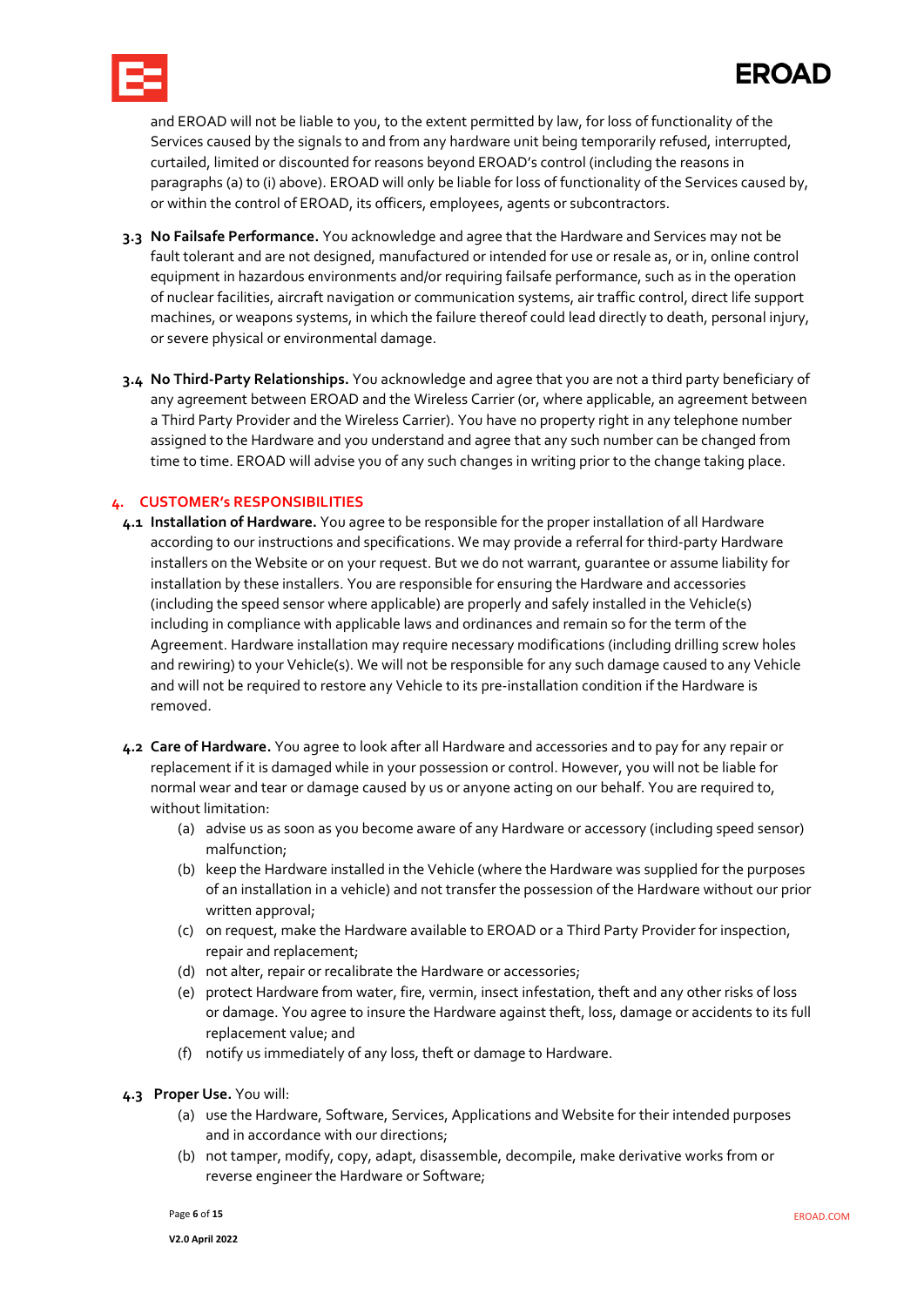and EROAD will not be liable to you, to the extent permitted by law, for loss of functionality of the Services caused by the signals to and from any hardware unit being temporarily refused, interrupted, curtailed, limited or discounted for reasons beyond EROAD's control (including the reasons in paragraphs (a) to (i) above). EROAD will only be liable for loss of functionality of the Services caused by, or within the control of EROAD, its officers, employees, agents or subcontractors.

**3.3 No Failsafe Performance.** You acknowledge and agree that the Hardware and Services may not be fault tolerant and are not designed, manufactured or intended for use or resale as, or in, online control equipment in hazardous environments and/or requiring failsafe performance, such as in the operation of nuclear facilities, aircraft navigation or communication systems, air traffic control, direct life support machines, or weapons systems, in which the failure thereof could lead directly to death, personal injury, or severe physical or environmental damage.

**3.4 No Third-Party Relationships.** You acknowledge and agree that you are not a third party beneficiary of any agreement between EROAD and the Wireless Carrier (or, where applicable, an agreement between a Third Party Provider and the Wireless Carrier). You have no property right in any telephone number assigned to the Hardware and you understand and agree that any such number can be changed from time to time. EROAD will advise you of any such changes in writing prior to the change taking place.

## 4. CUSTOMER's RESPONSIBILITIES

**4.1 Installation of Hardware.** You agree to be responsible for the proper installation of all Hardware according to our instructions and specifications. We may provide a referral for third-party Hardware installers on the Website or on your request. But we do not warrant, guarantee or assume liability for installation by these installers. You are responsible for ensuring the Hardware and accessories (including the speed sensor where applicable) are properly and safely installed in the Vehicle(s) including in compliance with applicable laws and ordinances and remain so for the term of the Agreement. Hardware installation may require necessary modifications (including drilling screw holes and rewiring) to your Vehicle(s). We will not be responsible for any such damage caused to any Vehicle and will not be required to restore any Vehicle to its pre-installation condition if the Hardware is removed.

**4.2 Care of Hardware.** You agree to look after all Hardware and accessories and to pay for any repair or replacement if it is damaged while in your possession or control. However, you will not be liable for normal wear and tear or damage caused by us or anyone acting on our behalf. You are required to, without limitation:

(a) advise us as soon as you become aware of any Hardware or accessory (including speed sensor) malfunction;

(b) keep the Hardware installed in the Vehicle (where the Hardware was supplied for the purposes of an installation in a vehicle) and not transfer the possession of the Hardware without our prior written approval;

(c) on request, make the Hardware available to EROAD or a Third Party Provider for inspection, repair and replacement;

(d) not alter, repair or recalibrate the Hardware or accessories;

(e) protect Hardware from water, fire, vermin, insect infestation, theft and any other risks of loss or damage. You agree to insure the Hardware against theft, loss, damage or accidents to its full replacement value; and

(f) notify us immediately of any loss, theft or damage to Hardware.

**4.3 Proper Use.** You will:

(a) use the Hardware, Software, Services, Applications and Website for their intended purposes and in accordance with our directions;

(b) not tamper, modify, copy, adapt, disassemble, decompile, make derivative works from or reverse engineer the Hardware or Software;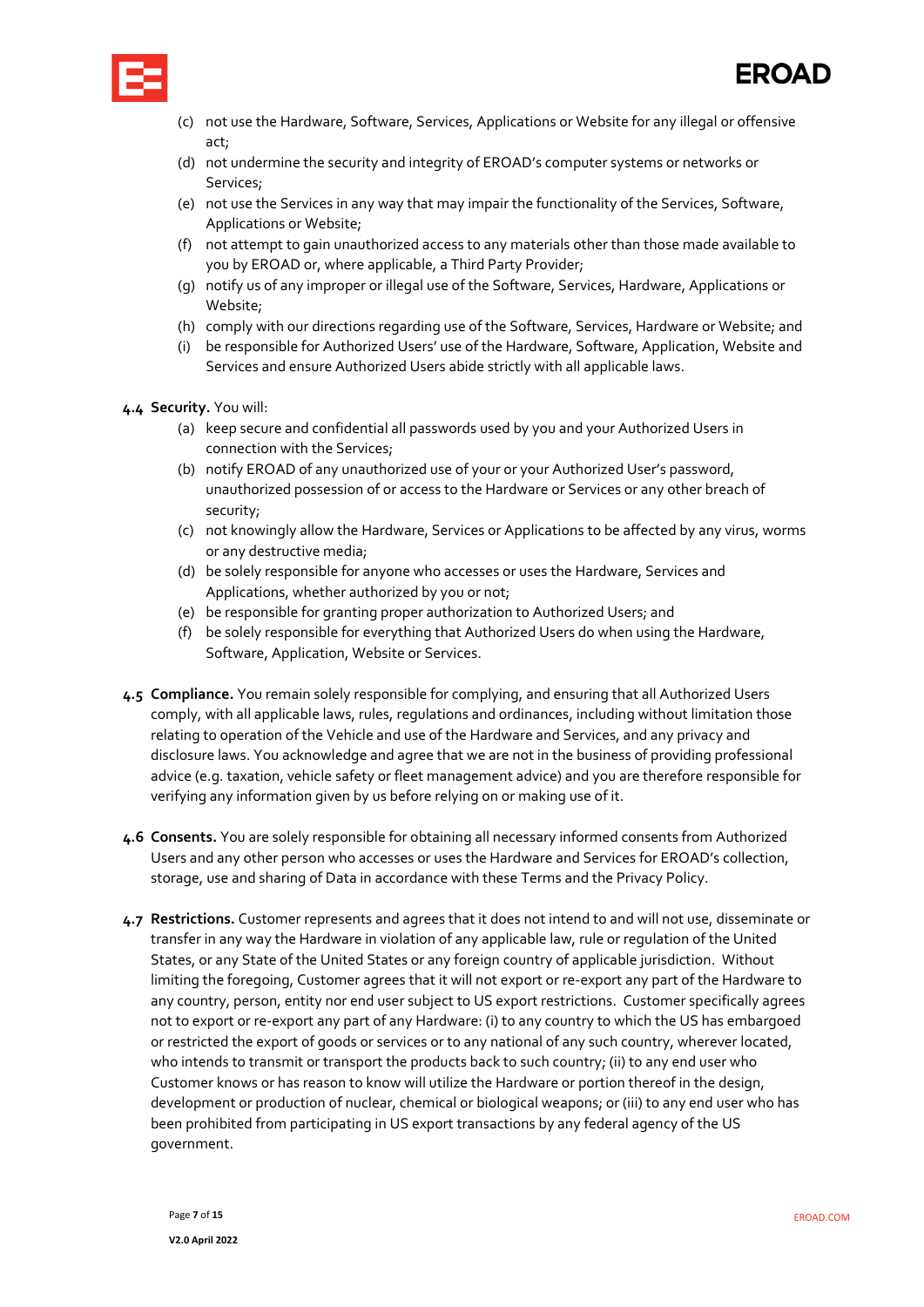(c) not use the Hardware, Software, Services, Applications or Website for any illegal or offensive act;

(d) not undermine the security and integrity of EROAD's computer systems or networks or Services;

(e) not use the Services in any way that may impair the functionality of the Services, Software, Applications or Website;

(f) not attempt to gain unauthorized access to any materials other than those made available to you by EROAD or, where applicable, a Third Party Provider;

(g) notify us of any improper or illegal use of the Software, Services, Hardware, Applications or Website;

(h) comply with our directions regarding use of the Software, Services, Hardware or Website; and

(i) be responsible for Authorized Users' use of the Hardware, Software, Application, Website and Services and ensure Authorized Users abide strictly with all applicable laws.

**4.4 Security.** You will:

(a) keep secure and confidential all passwords used by you and your Authorized Users in connection with the Services;

(b) notify EROAD of any unauthorized use of your or your Authorized User's password, unauthorized possession of or access to the Hardware or Services or any other breach of security;

(c) not knowingly allow the Hardware, Services or Applications to be affected by any virus, worms or any destructive media;

(d) be solely responsible for anyone who accesses or uses the Hardware, Services and Applications, whether authorized by you or not;

(e) be responsible for granting proper authorization to Authorized Users; and

(f) be solely responsible for everything that Authorized Users do when using the Hardware, Software, Application, Website or Services.

**4.5 Compliance.** You remain solely responsible for complying, and ensuring that all Authorized Users comply, with all applicable laws, rules, regulations and ordinances, including without limitation those relating to operation of the Vehicle and use of the Hardware and Services, and any privacy and disclosure laws. You acknowledge and agree that we are not in the business of providing professional advice (e.g. taxation, vehicle safety or fleet management advice) and you are therefore responsible for verifying any information given by us before relying on or making use of it.

**4.6 Consents.** You are solely responsible for obtaining all necessary informed consents from Authorized Users and any other person who accesses or uses the Hardware and Services for EROAD's collection, storage, use and sharing of Data in accordance with these Terms and the Privacy Policy.

**4.7 Restrictions.** Customer represents and agrees that it does not intend to and will not use, disseminate or transfer in any way the Hardware in violation of any applicable law, rule or regulation of the United States, or any State of the United States or any foreign country of applicable jurisdiction. Without limiting the foregoing, Customer agrees that it will not export or re-export any part of the Hardware to any country, person, entity nor end user subject to US export restrictions. Customer specifically agrees not to export or re-export any part of any Hardware: (i) to any country to which the US has embargoed or restricted the export of goods or services or to any national of any such country, wherever located, who intends to transmit or transport the products back to such country; (ii) to any end user who Customer knows or has reason to know will utilize the Hardware or portion thereof in the design, development or production of nuclear, chemical or biological weapons; or (iii) to any end user who has been prohibited from participating in US export transactions by any federal agency of the US government.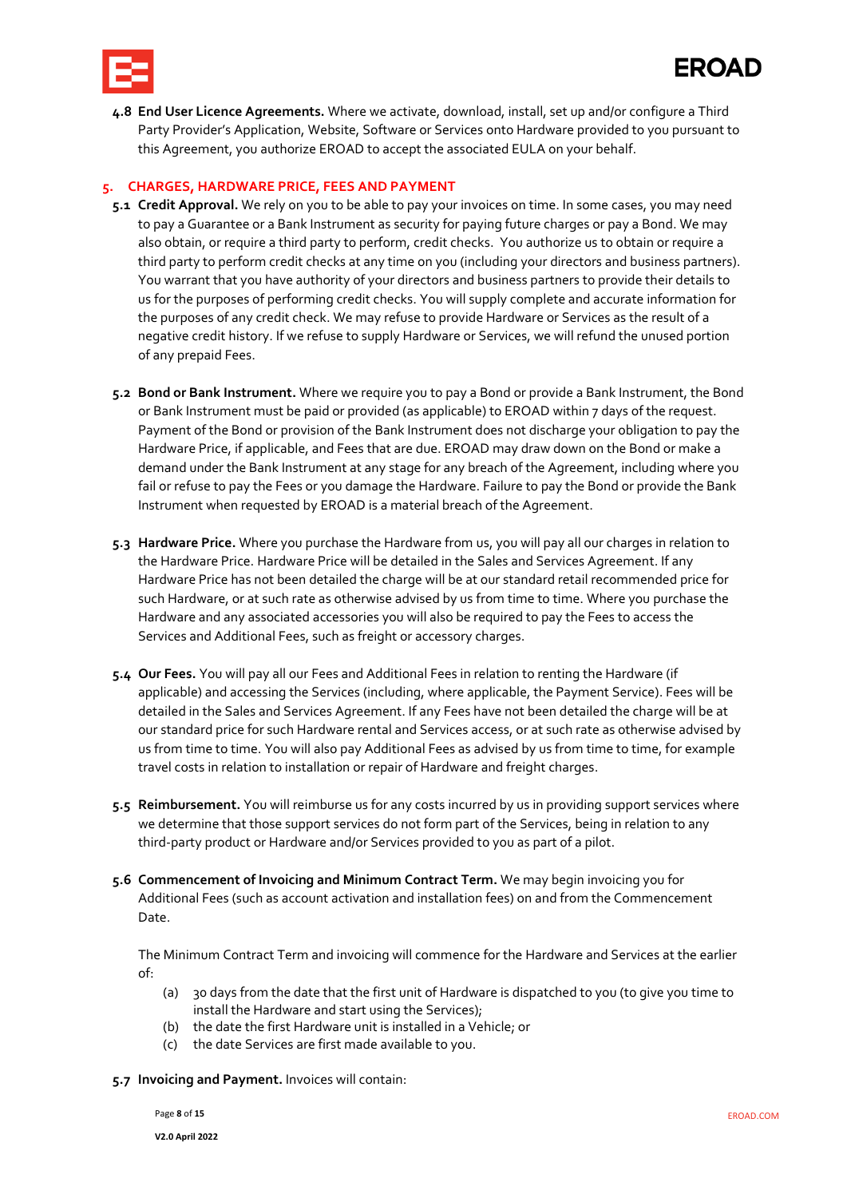**4.8 End User Licence Agreements.** Where we activate, download, install, set up and/or configure a Third Party Provider's Application, Website, Software or Services onto Hardware provided to you pursuant to this Agreement, you authorize EROAD to accept the associated EULA on your behalf.

## 5. CHARGES, HARDWARE PRICE, FEES AND PAYMENT

**5.1 Credit Approval.** We rely on you to be able to pay your invoices on time. In some cases, you may need to pay a Guarantee or a Bank Instrument as security for paying future charges or pay a Bond. We may also obtain, or require a third party to perform, credit checks. You authorize us to obtain or require a third party to perform credit checks at any time on you (including your directors and business partners). You warrant that you have authority of your directors and business partners to provide their details to us for the purposes of performing credit checks. You will supply complete and accurate information for the purposes of any credit check. We may refuse to provide Hardware or Services as the result of a negative credit history. If we refuse to supply Hardware or Services, we will refund the unused portion of any prepaid Fees.

**5.2 Bond or Bank Instrument.** Where we require you to pay a Bond or provide a Bank Instrument, the Bond or Bank Instrument must be paid or provided (as applicable) to EROAD within 7 days of the request. Payment of the Bond or provision of the Bank Instrument does not discharge your obligation to pay the Hardware Price, if applicable, and Fees that are due. EROAD may draw down on the Bond or make a demand under the Bank Instrument at any stage for any breach of the Agreement, including where you fail or refuse to pay the Fees or you damage the Hardware. Failure to pay the Bond or provide the Bank Instrument when requested by EROAD is a material breach of the Agreement.

**5.3 Hardware Price.** Where you purchase the Hardware from us, you will pay all our charges in relation to the Hardware Price. Hardware Price will be detailed in the Sales and Services Agreement. If any Hardware Price has not been detailed the charge will be at our standard retail recommended price for such Hardware, or at such rate as otherwise advised by us from time to time. Where you purchase the Hardware and any associated accessories you will also be required to pay the Fees to access the Services and Additional Fees, such as freight or accessory charges.

**5.4 Our Fees.** You will pay all our Fees and Additional Fees in relation to renting the Hardware (if applicable) and accessing the Services (including, where applicable, the Payment Service). Fees will be detailed in the Sales and Services Agreement. If any Fees have not been detailed the charge will be at our standard price for such Hardware rental and Services access, or at such rate as otherwise advised by us from time to time. You will also pay Additional Fees as advised by us from time to time, for example travel costs in relation to installation or repair of Hardware and freight charges.

**5.5 Reimbursement.** You will reimburse us for any costs incurred by us in providing support services where we determine that those support services do not form part of the Services, being in relation to any third-party product or Hardware and/or Services provided to you as part of a pilot.

**5.6 Commencement of Invoicing and Minimum Contract Term.** We may begin invoicing you for Additional Fees (such as account activation and installation fees) on and from the Commencement Date.

The Minimum Contract Term and invoicing will commence for the Hardware and Services at the earlier of:

(a) 30 days from the date that the first unit of Hardware is dispatched to you (to give you time to install the Hardware and start using the Services);

(b) the date the first Hardware unit is installed in a Vehicle; or

(c) the date Services are first made available to you.

**5.7 Invoicing and Payment.** Invoices will contain: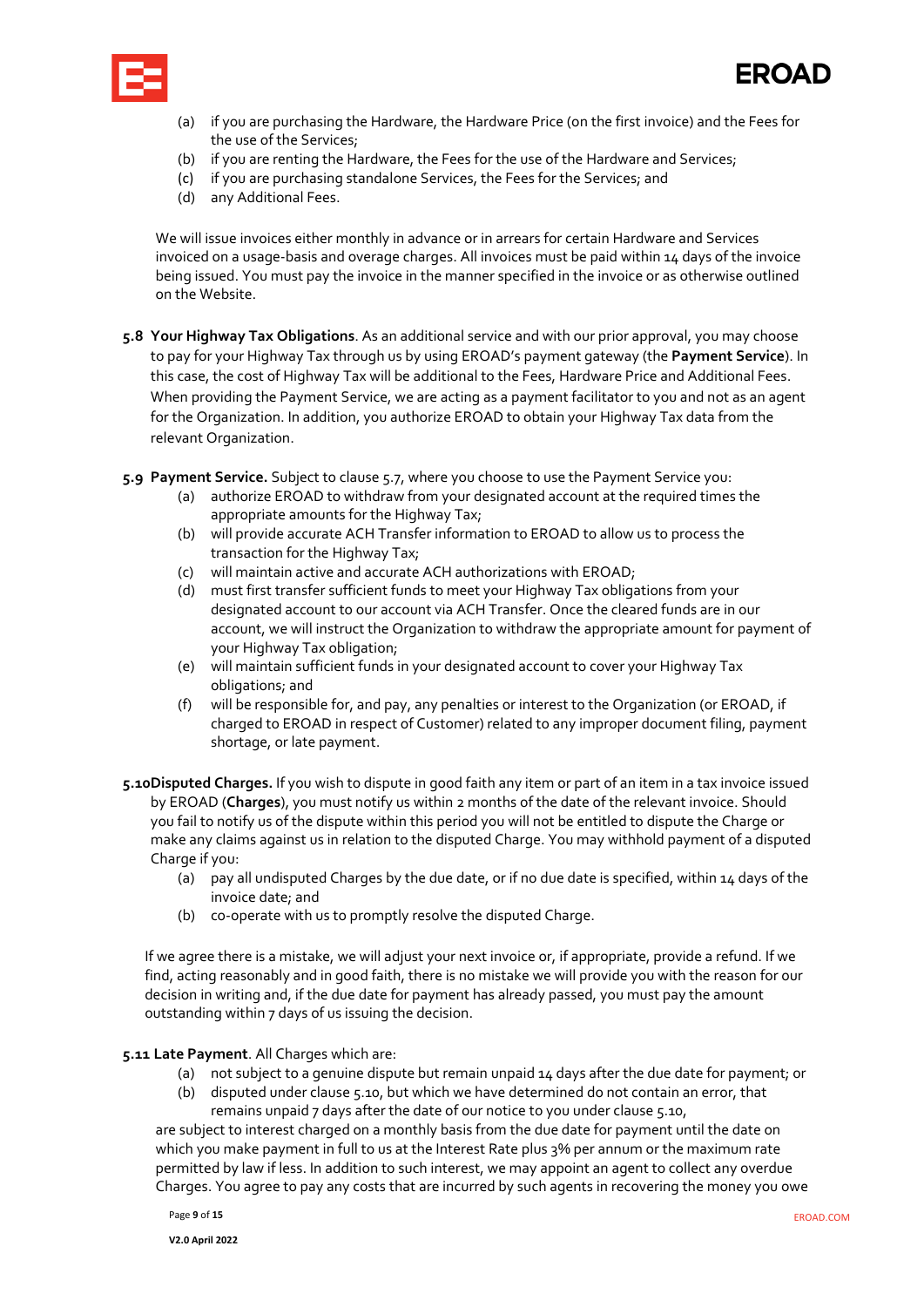(a) if you are purchasing the Hardware, the Hardware Price (on the first invoice) and the Fees for the use of the Services;
(b) if you are renting the Hardware, the Fees for the use of the Hardware and Services;
(c) if you are purchasing standalone Services, the Fees for the Services; and
(d) any Additional Fees.

We will issue invoices either monthly in advance or in arrears for certain Hardware and Services invoiced on a usage-basis and overage charges. All invoices must be paid within 14 days of the invoice being issued. You must pay the invoice in the manner specified in the invoice or as otherwise outlined on the Website.

**5.8 Your Highway Tax Obligations**. As an additional service and with our prior approval, you may choose to pay for your Highway Tax through us by using EROAD's payment gateway (the **Payment Service**). In this case, the cost of Highway Tax will be additional to the Fees, Hardware Price and Additional Fees. When providing the Payment Service, we are acting as a payment facilitator to you and not as an agent for the Organization. In addition, you authorize EROAD to obtain your Highway Tax data from the relevant Organization.

**5.9 Payment Service.** Subject to clause 5.7, where you choose to use the Payment Service you:

(a) authorize EROAD to withdraw from your designated account at the required times the appropriate amounts for the Highway Tax;
(b) will provide accurate ACH Transfer information to EROAD to allow us to process the transaction for the Highway Tax;
(c) will maintain active and accurate ACH authorizations with EROAD;
(d) must first transfer sufficient funds to meet your Highway Tax obligations from your designated account to our account via ACH Transfer. Once the cleared funds are in our account, we will instruct the Organization to withdraw the appropriate amount for payment of your Highway Tax obligation;
(e) will maintain sufficient funds in your designated account to cover your Highway Tax obligations; and
(f) will be responsible for, and pay, any penalties or interest to the Organization (or EROAD, if charged to EROAD in respect of Customer) related to any improper document filing, payment shortage, or late payment.

**5.10 Disputed Charges.** If you wish to dispute in good faith any item or part of an item in a tax invoice issued by EROAD (**Charges**), you must notify us within 2 months of the date of the relevant invoice. Should you fail to notify us of the dispute within this period you will not be entitled to dispute the Charge or make any claims against us in relation to the disputed Charge. You may withhold payment of a disputed Charge if you:

(a) pay all undisputed Charges by the due date, or if no due date is specified, within 14 days of the invoice date; and
(b) co-operate with us to promptly resolve the disputed Charge.

If we agree there is a mistake, we will adjust your next invoice or, if appropriate, provide a refund. If we find, acting reasonably and in good faith, there is no mistake we will provide you with the reason for our decision in writing and, if the due date for payment has already passed, you must pay the amount outstanding within 7 days of us issuing the decision.

**5.11 Late Payment**. All Charges which are:

(a) not subject to a genuine dispute but remain unpaid 14 days after the due date for payment; or
(b) disputed under clause 5.10, but which we have determined do not contain an error, that remains unpaid 7 days after the date of our notice to you under clause 5.10,

are subject to interest charged on a monthly basis from the due date for payment until the date on which you make payment in full to us at the Interest Rate plus 3% per annum or the maximum rate permitted by law if less. In addition to such interest, we may appoint an agent to collect any overdue Charges. You agree to pay any costs that are incurred by such agents in recovering the money you owe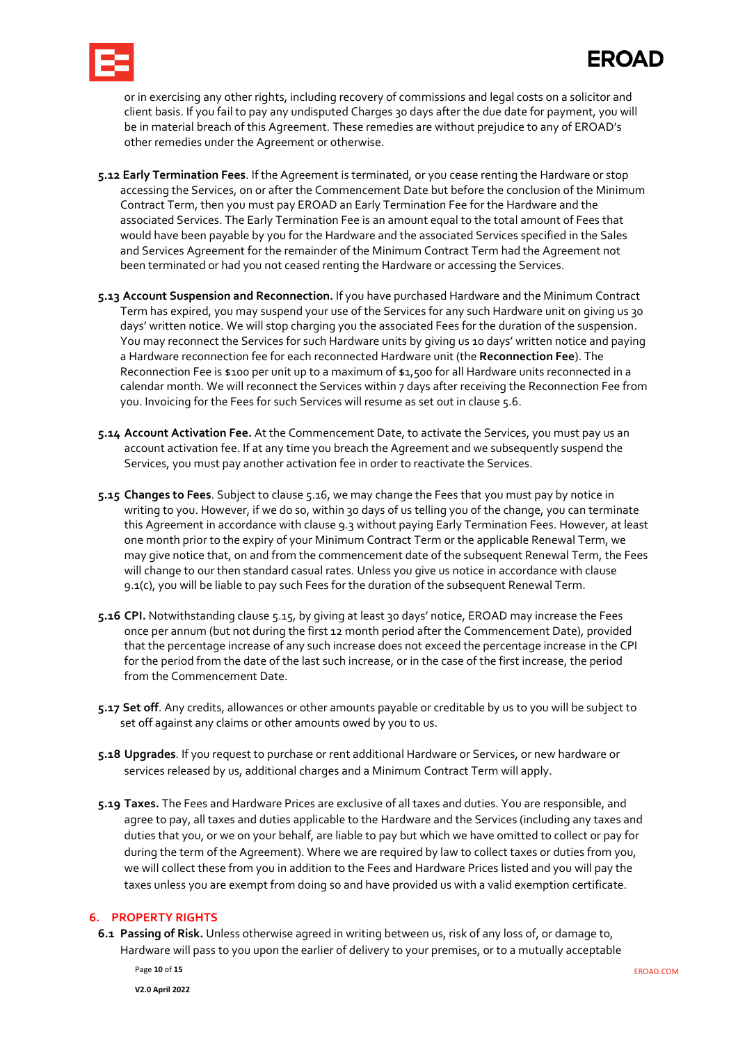or in exercising any other rights, including recovery of commissions and legal costs on a solicitor and client basis. If you fail to pay any undisputed Charges 30 days after the due date for payment, you will be in material breach of this Agreement. These remedies are without prejudice to any of EROAD's other remedies under the Agreement or otherwise.

**5.12 Early Termination Fees**. If the Agreement is terminated, or you cease renting the Hardware or stop accessing the Services, on or after the Commencement Date but before the conclusion of the Minimum Contract Term, then you must pay EROAD an Early Termination Fee for the Hardware and the associated Services. The Early Termination Fee is an amount equal to the total amount of Fees that would have been payable by you for the Hardware and the associated Services specified in the Sales and Services Agreement for the remainder of the Minimum Contract Term had the Agreement not been terminated or had you not ceased renting the Hardware or accessing the Services.

**5.13 Account Suspension and Reconnection.** If you have purchased Hardware and the Minimum Contract Term has expired, you may suspend your use of the Services for any such Hardware unit on giving us 30 days' written notice. We will stop charging you the associated Fees for the duration of the suspension. You may reconnect the Services for such Hardware units by giving us 10 days' written notice and paying a Hardware reconnection fee for each reconnected Hardware unit (the **Reconnection Fee**). The Reconnection Fee is $100 per unit up to a maximum of $1,500 for all Hardware units reconnected in a calendar month. We will reconnect the Services within 7 days after receiving the Reconnection Fee from you. Invoicing for the Fees for such Services will resume as set out in clause 5.6.

**5.14 Account Activation Fee.** At the Commencement Date, to activate the Services, you must pay us an account activation fee. If at any time you breach the Agreement and we subsequently suspend the Services, you must pay another activation fee in order to reactivate the Services.

**5.15 Changes to Fees**. Subject to clause 5.16, we may change the Fees that you must pay by notice in writing to you. However, if we do so, within 30 days of us telling you of the change, you can terminate this Agreement in accordance with clause 9.3 without paying Early Termination Fees. However, at least one month prior to the expiry of your Minimum Contract Term or the applicable Renewal Term, we may give notice that, on and from the commencement date of the subsequent Renewal Term, the Fees will change to our then standard casual rates. Unless you give us notice in accordance with clause 9.1(c), you will be liable to pay such Fees for the duration of the subsequent Renewal Term.

**5.16 CPI.** Notwithstanding clause 5.15, by giving at least 30 days' notice, EROAD may increase the Fees once per annum (but not during the first 12 month period after the Commencement Date), provided that the percentage increase of any such increase does not exceed the percentage increase in the CPI for the period from the date of the last such increase, or in the case of the first increase, the period from the Commencement Date.

**5.17 Set off**. Any credits, allowances or other amounts payable or creditable by us to you will be subject to set off against any claims or other amounts owed by you to us.

**5.18 Upgrades**. If you request to purchase or rent additional Hardware or Services, or new hardware or services released by us, additional charges and a Minimum Contract Term will apply.

**5.19 Taxes.** The Fees and Hardware Prices are exclusive of all taxes and duties. You are responsible, and agree to pay, all taxes and duties applicable to the Hardware and the Services (including any taxes and duties that you, or we on your behalf, are liable to pay but which we have omitted to collect or pay for during the term of the Agreement). Where we are required by law to collect taxes or duties from you, we will collect these from you in addition to the Fees and Hardware Prices listed and you will pay the taxes unless you are exempt from doing so and have provided us with a valid exemption certificate.

## 6. PROPERTY RIGHTS

**6.1 Passing of Risk.** Unless otherwise agreed in writing between us, risk of any loss of, or damage to, Hardware will pass to you upon the earlier of delivery to your premises, or to a mutually acceptable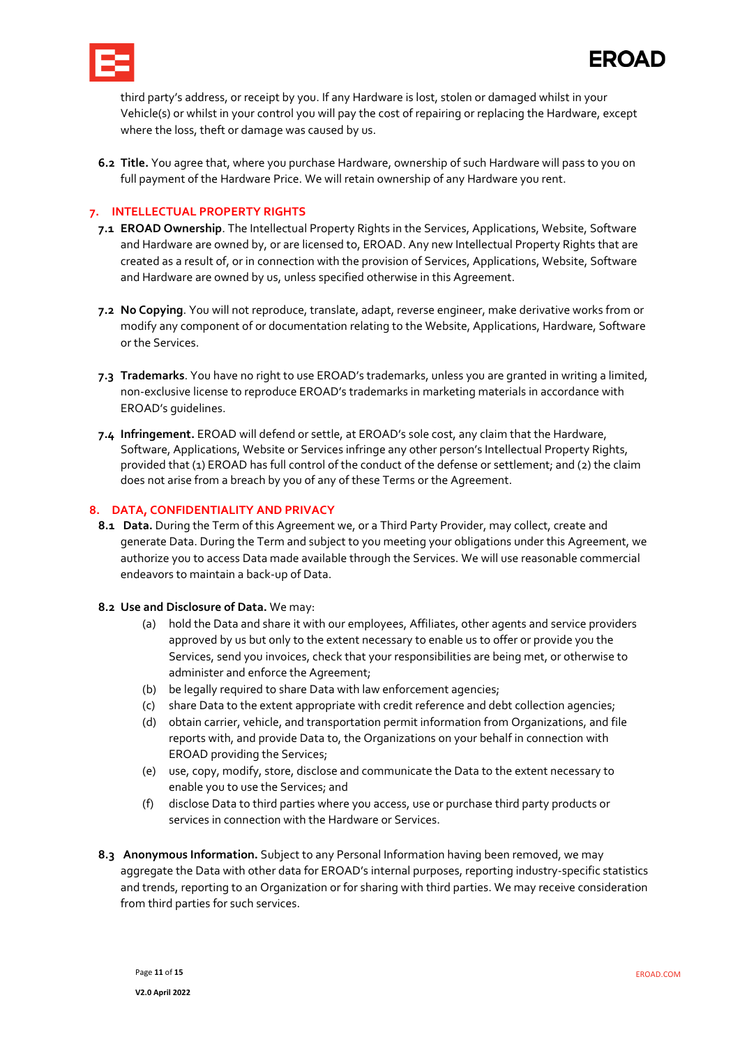third party's address, or receipt by you. If any Hardware is lost, stolen or damaged whilst in your Vehicle(s) or whilst in your control you will pay the cost of repairing or replacing the Hardware, except where the loss, theft or damage was caused by us.

**6.2 Title.** You agree that, where you purchase Hardware, ownership of such Hardware will pass to you on full payment of the Hardware Price. We will retain ownership of any Hardware you rent.

## 7. INTELLECTUAL PROPERTY RIGHTS

**7.1 EROAD Ownership**. The Intellectual Property Rights in the Services, Applications, Website, Software and Hardware are owned by, or are licensed to, EROAD. Any new Intellectual Property Rights that are created as a result of, or in connection with the provision of Services, Applications, Website, Software and Hardware are owned by us, unless specified otherwise in this Agreement.

**7.2 No Copying**. You will not reproduce, translate, adapt, reverse engineer, make derivative works from or modify any component of or documentation relating to the Website, Applications, Hardware, Software or the Services.

**7.3 Trademarks**. You have no right to use EROAD's trademarks, unless you are granted in writing a limited, non-exclusive license to reproduce EROAD's trademarks in marketing materials in accordance with EROAD's guidelines.

**7.4 Infringement.** EROAD will defend or settle, at EROAD's sole cost, any claim that the Hardware, Software, Applications, Website or Services infringe any other person's Intellectual Property Rights, provided that (1) EROAD has full control of the conduct of the defense or settlement; and (2) the claim does not arise from a breach by you of any of these Terms or the Agreement.

## 8. DATA, CONFIDENTIALITY AND PRIVACY

**8.1 Data.** During the Term of this Agreement we, or a Third Party Provider, may collect, create and generate Data. During the Term and subject to you meeting your obligations under this Agreement, we authorize you to access Data made available through the Services. We will use reasonable commercial endeavors to maintain a back-up of Data.

**8.2 Use and Disclosure of Data.** We may:

(a) hold the Data and share it with our employees, Affiliates, other agents and service providers approved by us but only to the extent necessary to enable us to offer or provide you the Services, send you invoices, check that your responsibilities are being met, or otherwise to administer and enforce the Agreement;

(b) be legally required to share Data with law enforcement agencies;

(c) share Data to the extent appropriate with credit reference and debt collection agencies;

(d) obtain carrier, vehicle, and transportation permit information from Organizations, and file reports with, and provide Data to, the Organizations on your behalf in connection with EROAD providing the Services;

(e) use, copy, modify, store, disclose and communicate the Data to the extent necessary to enable you to use the Services; and

(f) disclose Data to third parties where you access, use or purchase third party products or services in connection with the Hardware or Services.

**8.3 Anonymous Information.** Subject to any Personal Information having been removed, we may aggregate the Data with other data for EROAD's internal purposes, reporting industry-specific statistics and trends, reporting to an Organization or for sharing with third parties. We may receive consideration from third parties for such services.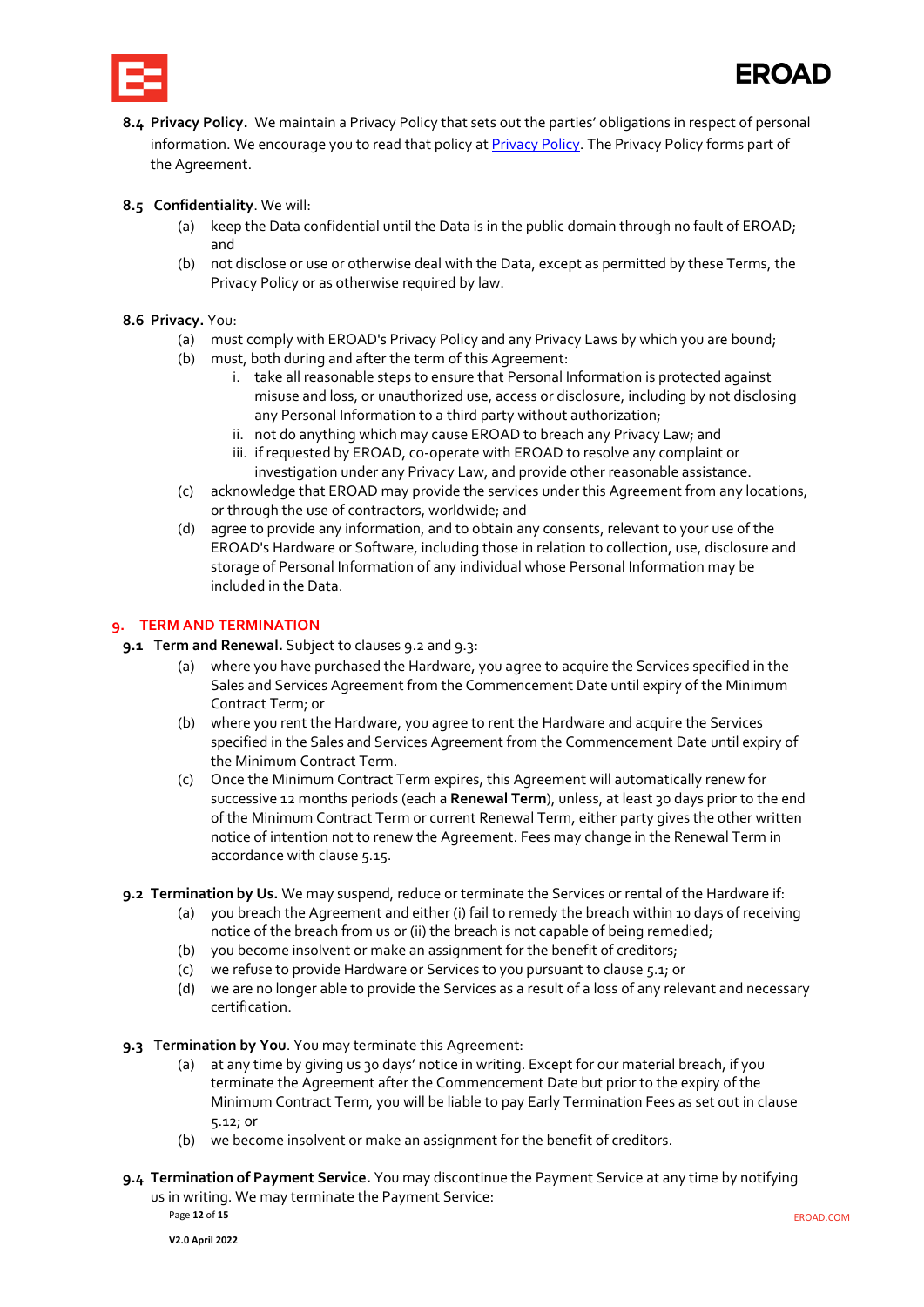**8.4 Privacy Policy.** We maintain a Privacy Policy that sets out the parties' obligations in respect of personal information. We encourage you to read that policy at [Privacy Policy](). The Privacy Policy forms part of the Agreement.

**8.5 Confidentiality**. We will:

(a) keep the Data confidential until the Data is in the public domain through no fault of EROAD; and

(b) not disclose or use or otherwise deal with the Data, except as permitted by these Terms, the Privacy Policy or as otherwise required by law.

**8.6 Privacy.** You:

(a) must comply with EROAD's Privacy Policy and any Privacy Laws by which you are bound;

(b) must, both during and after the term of this Agreement:

i. take all reasonable steps to ensure that Personal Information is protected against misuse and loss, or unauthorized use, access or disclosure, including by not disclosing any Personal Information to a third party without authorization;

ii. not do anything which may cause EROAD to breach any Privacy Law; and

iii. if requested by EROAD, co-operate with EROAD to resolve any complaint or investigation under any Privacy Law, and provide other reasonable assistance.

(c) acknowledge that EROAD may provide the services under this Agreement from any locations, or through the use of contractors, worldwide; and

(d) agree to provide any information, and to obtain any consents, relevant to your use of the EROAD's Hardware or Software, including those in relation to collection, use, disclosure and storage of Personal Information of any individual whose Personal Information may be included in the Data.

## 9. TERM AND TERMINATION

**9.1 Term and Renewal.** Subject to clauses 9.2 and 9.3:

(a) where you have purchased the Hardware, you agree to acquire the Services specified in the Sales and Services Agreement from the Commencement Date until expiry of the Minimum Contract Term; or

(b) where you rent the Hardware, you agree to rent the Hardware and acquire the Services specified in the Sales and Services Agreement from the Commencement Date until expiry of the Minimum Contract Term.

(c) Once the Minimum Contract Term expires, this Agreement will automatically renew for successive 12 months periods (each a **Renewal Term**), unless, at least 30 days prior to the end of the Minimum Contract Term or current Renewal Term, either party gives the other written notice of intention not to renew the Agreement. Fees may change in the Renewal Term in accordance with clause 5.15.

**9.2 Termination by Us.** We may suspend, reduce or terminate the Services or rental of the Hardware if:

(a) you breach the Agreement and either (i) fail to remedy the breach within 10 days of receiving notice of the breach from us or (ii) the breach is not capable of being remedied;

(b) you become insolvent or make an assignment for the benefit of creditors;

(c) we refuse to provide Hardware or Services to you pursuant to clause 5.1; or

(d) we are no longer able to provide the Services as a result of a loss of any relevant and necessary certification.

**9.3 Termination by You**. You may terminate this Agreement:

(a) at any time by giving us 30 days' notice in writing. Except for our material breach, if you terminate the Agreement after the Commencement Date but prior to the expiry of the Minimum Contract Term, you will be liable to pay Early Termination Fees as set out in clause 5.12; or

(b) we become insolvent or make an assignment for the benefit of creditors.

**9.4 Termination of Payment Service.** You may discontinue the Payment Service at any time by notifying us in writing. We may terminate the Payment Service: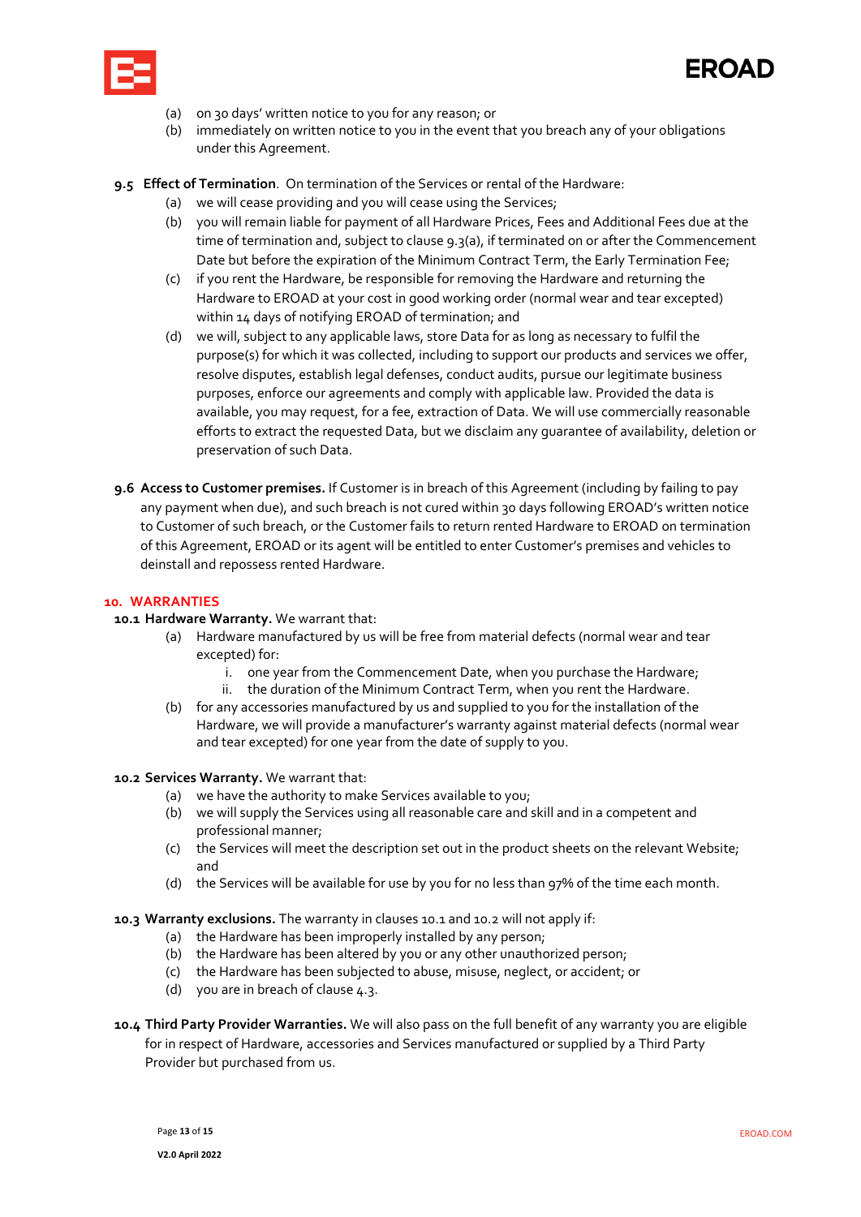(a) on 30 days' written notice to you for any reason; or
(b) immediately on written notice to you in the event that you breach any of your obligations under this Agreement.

**9.5 Effect of Termination**. On termination of the Services or rental of the Hardware:

(a) we will cease providing and you will cease using the Services;
(b) you will remain liable for payment of all Hardware Prices, Fees and Additional Fees due at the time of termination and, subject to clause 9.3(a), if terminated on or after the Commencement Date but before the expiration of the Minimum Contract Term, the Early Termination Fee;
(c) if you rent the Hardware, be responsible for removing the Hardware and returning the Hardware to EROAD at your cost in good working order (normal wear and tear excepted) within 14 days of notifying EROAD of termination; and
(d) we will, subject to any applicable laws, store Data for as long as necessary to fulfil the purpose(s) for which it was collected, including to support our products and services we offer, resolve disputes, establish legal defenses, conduct audits, pursue our legitimate business purposes, enforce our agreements and comply with applicable law. Provided the data is available, you may request, for a fee, extraction of Data. We will use commercially reasonable efforts to extract the requested Data, but we disclaim any guarantee of availability, deletion or preservation of such Data.

**9.6 Access to Customer premises.** If Customer is in breach of this Agreement (including by failing to pay any payment when due), and such breach is not cured within 30 days following EROAD's written notice to Customer of such breach, or the Customer fails to return rented Hardware to EROAD on termination of this Agreement, EROAD or its agent will be entitled to enter Customer's premises and vehicles to deinstall and repossess rented Hardware.

## 10. WARRANTIES

**10.1 Hardware Warranty.** We warrant that:

(a) Hardware manufactured by us will be free from material defects (normal wear and tear excepted) for:
   i. one year from the Commencement Date, when you purchase the Hardware;
   ii. the duration of the Minimum Contract Term, when you rent the Hardware.
(b) for any accessories manufactured by us and supplied to you for the installation of the Hardware, we will provide a manufacturer's warranty against material defects (normal wear and tear excepted) for one year from the date of supply to you.

**10.2 Services Warranty.** We warrant that:

(a) we have the authority to make Services available to you;
(b) we will supply the Services using all reasonable care and skill and in a competent and professional manner;
(c) the Services will meet the description set out in the product sheets on the relevant Website; and
(d) the Services will be available for use by you for no less than 97% of the time each month.

**10.3 Warranty exclusions.** The warranty in clauses 10.1 and 10.2 will not apply if:

(a) the Hardware has been improperly installed by any person;
(b) the Hardware has been altered by you or any other unauthorized person;
(c) the Hardware has been subjected to abuse, misuse, neglect, or accident; or
(d) you are in breach of clause 4.3.

**10.4 Third Party Provider Warranties.** We will also pass on the full benefit of any warranty you are eligible for in respect of Hardware, accessories and Services manufactured or supplied by a Third Party Provider but purchased from us.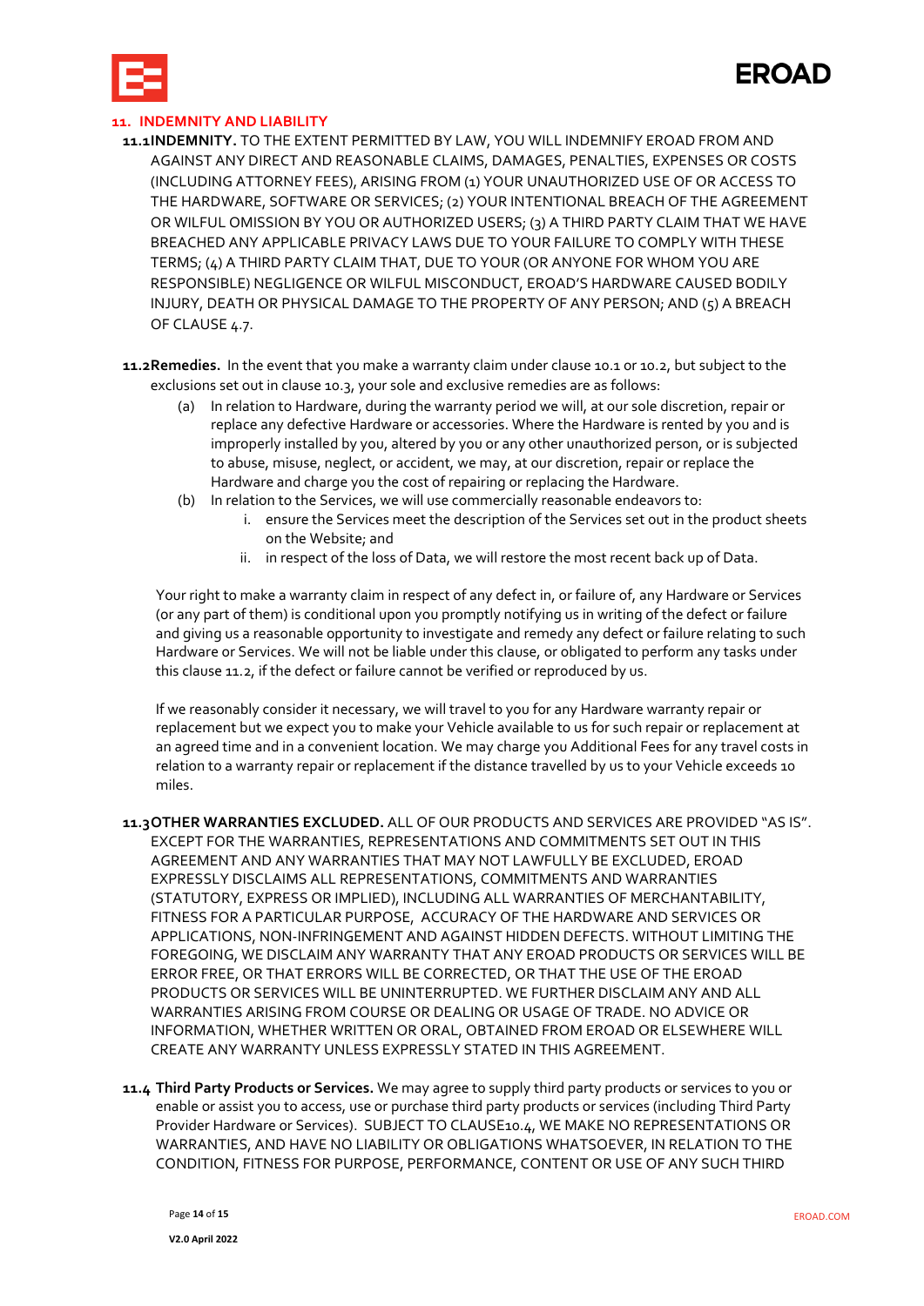## 11. INDEMNITY AND LIABILITY

**11.1 INDEMNITY.** TO THE EXTENT PERMITTED BY LAW, YOU WILL INDEMNIFY EROAD FROM AND AGAINST ANY DIRECT AND REASONABLE CLAIMS, DAMAGES, PENALTIES, EXPENSES OR COSTS (INCLUDING ATTORNEY FEES), ARISING FROM (1) YOUR UNAUTHORIZED USE OF OR ACCESS TO THE HARDWARE, SOFTWARE OR SERVICES; (2) YOUR INTENTIONAL BREACH OF THE AGREEMENT OR WILFUL OMISSION BY YOU OR AUTHORIZED USERS; (3) A THIRD PARTY CLAIM THAT WE HAVE BREACHED ANY APPLICABLE PRIVACY LAWS DUE TO YOUR FAILURE TO COMPLY WITH THESE TERMS; (4) A THIRD PARTY CLAIM THAT, DUE TO YOUR (OR ANYONE FOR WHOM YOU ARE RESPONSIBLE) NEGLIGENCE OR WILFUL MISCONDUCT, EROAD'S HARDWARE CAUSED BODILY INJURY, DEATH OR PHYSICAL DAMAGE TO THE PROPERTY OF ANY PERSON; AND (5) A BREACH OF CLAUSE 4.7.

**11.2 Remedies.** In the event that you make a warranty claim under clause 10.1 or 10.2, but subject to the exclusions set out in clause 10.3, your sole and exclusive remedies are as follows:

(a) In relation to Hardware, during the warranty period we will, at our sole discretion, repair or replace any defective Hardware or accessories. Where the Hardware is rented by you and is improperly installed by you, altered by you or any other unauthorized person, or is subjected to abuse, misuse, neglect, or accident, we may, at our discretion, repair or replace the Hardware and charge you the cost of repairing or replacing the Hardware.

(b) In relation to the Services, we will use commercially reasonable endeavors to:

i. ensure the Services meet the description of the Services set out in the product sheets on the Website; and

ii. in respect of the loss of Data, we will restore the most recent back up of Data.

Your right to make a warranty claim in respect of any defect in, or failure of, any Hardware or Services (or any part of them) is conditional upon you promptly notifying us in writing of the defect or failure and giving us a reasonable opportunity to investigate and remedy any defect or failure relating to such Hardware or Services. We will not be liable under this clause, or obligated to perform any tasks under this clause 11.2, if the defect or failure cannot be verified or reproduced by us.

If we reasonably consider it necessary, we will travel to you for any Hardware warranty repair or replacement but we expect you to make your Vehicle available to us for such repair or replacement at an agreed time and in a convenient location. We may charge you Additional Fees for any travel costs in relation to a warranty repair or replacement if the distance travelled by us to your Vehicle exceeds 10 miles.

**11.3 OTHER WARRANTIES EXCLUDED.** ALL OF OUR PRODUCTS AND SERVICES ARE PROVIDED "AS IS". EXCEPT FOR THE WARRANTIES, REPRESENTATIONS AND COMMITMENTS SET OUT IN THIS AGREEMENT AND ANY WARRANTIES THAT MAY NOT LAWFULLY BE EXCLUDED, EROAD EXPRESSLY DISCLAIMS ALL REPRESENTATIONS, COMMITMENTS AND WARRANTIES (STATUTORY, EXPRESS OR IMPLIED), INCLUDING ALL WARRANTIES OF MERCHANTABILITY, FITNESS FOR A PARTICULAR PURPOSE, ACCURACY OF THE HARDWARE AND SERVICES OR APPLICATIONS, NON-INFRINGEMENT AND AGAINST HIDDEN DEFECTS. WITHOUT LIMITING THE FOREGOING, WE DISCLAIM ANY WARRANTY THAT ANY EROAD PRODUCTS OR SERVICES WILL BE ERROR FREE, OR THAT ERRORS WILL BE CORRECTED, OR THAT THE USE OF THE EROAD PRODUCTS OR SERVICES WILL BE UNINTERRUPTED. WE FURTHER DISCLAIM ANY AND ALL WARRANTIES ARISING FROM COURSE OR DEALING OR USAGE OF TRADE. NO ADVICE OR INFORMATION, WHETHER WRITTEN OR ORAL, OBTAINED FROM EROAD OR ELSEWHERE WILL CREATE ANY WARRANTY UNLESS EXPRESSLY STATED IN THIS AGREEMENT.

**11.4 Third Party Products or Services.** We may agree to supply third party products or services to you or enable or assist you to access, use or purchase third party products or services (including Third Party Provider Hardware or Services). SUBJECT TO CLAUSE10.4, WE MAKE NO REPRESENTATIONS OR WARRANTIES, AND HAVE NO LIABILITY OR OBLIGATIONS WHATSOEVER, IN RELATION TO THE CONDITION, FITNESS FOR PURPOSE, PERFORMANCE, CONTENT OR USE OF ANY SUCH THIRD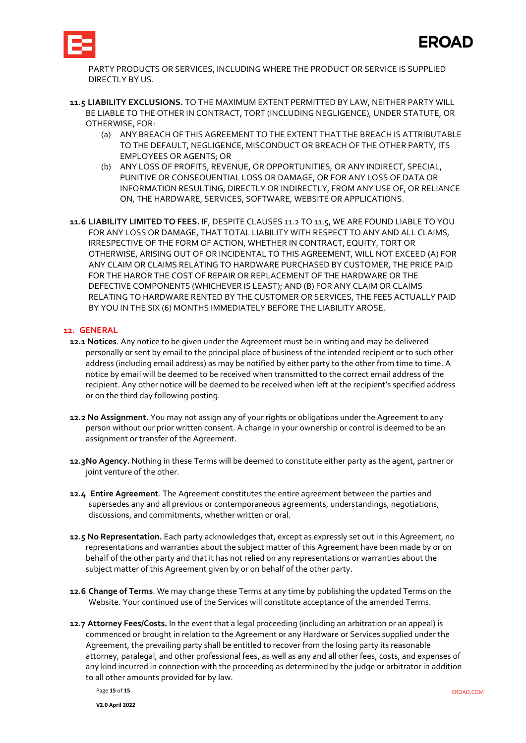PARTY PRODUCTS OR SERVICES, INCLUDING WHERE THE PRODUCT OR SERVICE IS SUPPLIED DIRECTLY BY US.

**11.5 LIABILITY EXCLUSIONS.** TO THE MAXIMUM EXTENT PERMITTED BY LAW, NEITHER PARTY WILL BE LIABLE TO THE OTHER IN CONTRACT, TORT (INCLUDING NEGLIGENCE), UNDER STATUTE, OR OTHERWISE, FOR:

(a) ANY BREACH OF THIS AGREEMENT TO THE EXTENT THAT THE BREACH IS ATTRIBUTABLE TO THE DEFAULT, NEGLIGENCE, MISCONDUCT OR BREACH OF THE OTHER PARTY, ITS EMPLOYEES OR AGENTS; OR

(b) ANY LOSS OF PROFITS, REVENUE, OR OPPORTUNITIES, OR ANY INDIRECT, SPECIAL, PUNITIVE OR CONSEQUENTIAL LOSS OR DAMAGE, OR FOR ANY LOSS OF DATA OR INFORMATION RESULTING, DIRECTLY OR INDIRECTLY, FROM ANY USE OF, OR RELIANCE ON, THE HARDWARE, SERVICES, SOFTWARE, WEBSITE OR APPLICATIONS.

**11.6 LIABILITY LIMITED TO FEES.** IF, DESPITE CLAUSES 11.2 TO 11.5, WE ARE FOUND LIABLE TO YOU FOR ANY LOSS OR DAMAGE, THAT TOTAL LIABILITY WITH RESPECT TO ANY AND ALL CLAIMS, IRRESPECTIVE OF THE FORM OF ACTION, WHETHER IN CONTRACT, EQUITY, TORT OR OTHERWISE, ARISING OUT OF OR INCIDENTAL TO THIS AGREEMENT, WILL NOT EXCEED (A) FOR ANY CLAIM OR CLAIMS RELATING TO HARDWARE PURCHASED BY CUSTOMER, THE PRICE PAID FOR THE HAROR THE COST OF REPAIR OR REPLACEMENT OF THE HARDWARE OR THE DEFECTIVE COMPONENTS (WHICHEVER IS LEAST); AND (B) FOR ANY CLAIM OR CLAIMS RELATING TO HARDWARE RENTED BY THE CUSTOMER OR SERVICES, THE FEES ACTUALLY PAID BY YOU IN THE SIX (6) MONTHS IMMEDIATELY BEFORE THE LIABILITY AROSE.

## 12. GENERAL

**12.1 Notices**. Any notice to be given under the Agreement must be in writing and may be delivered personally or sent by email to the principal place of business of the intended recipient or to such other address (including email address) as may be notified by either party to the other from time to time. A notice by email will be deemed to be received when transmitted to the correct email address of the recipient. Any other notice will be deemed to be received when left at the recipient's specified address or on the third day following posting.

**12.2 No Assignment**. You may not assign any of your rights or obligations under the Agreement to any person without our prior written consent. A change in your ownership or control is deemed to be an assignment or transfer of the Agreement.

**12.3No Agency.** Nothing in these Terms will be deemed to constitute either party as the agent, partner or joint venture of the other.

**12.4 Entire Agreement**. The Agreement constitutes the entire agreement between the parties and supersedes any and all previous or contemporaneous agreements, understandings, negotiations, discussions, and commitments, whether written or oral.

**12.5 No Representation.** Each party acknowledges that, except as expressly set out in this Agreement, no representations and warranties about the subject matter of this Agreement have been made by or on behalf of the other party and that it has not relied on any representations or warranties about the subject matter of this Agreement given by or on behalf of the other party.

**12.6 Change of Terms**. We may change these Terms at any time by publishing the updated Terms on the Website. Your continued use of the Services will constitute acceptance of the amended Terms.

**12.7 Attorney Fees/Costs.** In the event that a legal proceeding (including an arbitration or an appeal) is commenced or brought in relation to the Agreement or any Hardware or Services supplied under the Agreement, the prevailing party shall be entitled to recover from the losing party its reasonable attorney, paralegal, and other professional fees, as well as any and all other fees, costs, and expenses of any kind incurred in connection with the proceeding as determined by the judge or arbitrator in addition to all other amounts provided for by law.

V2.0 April 2022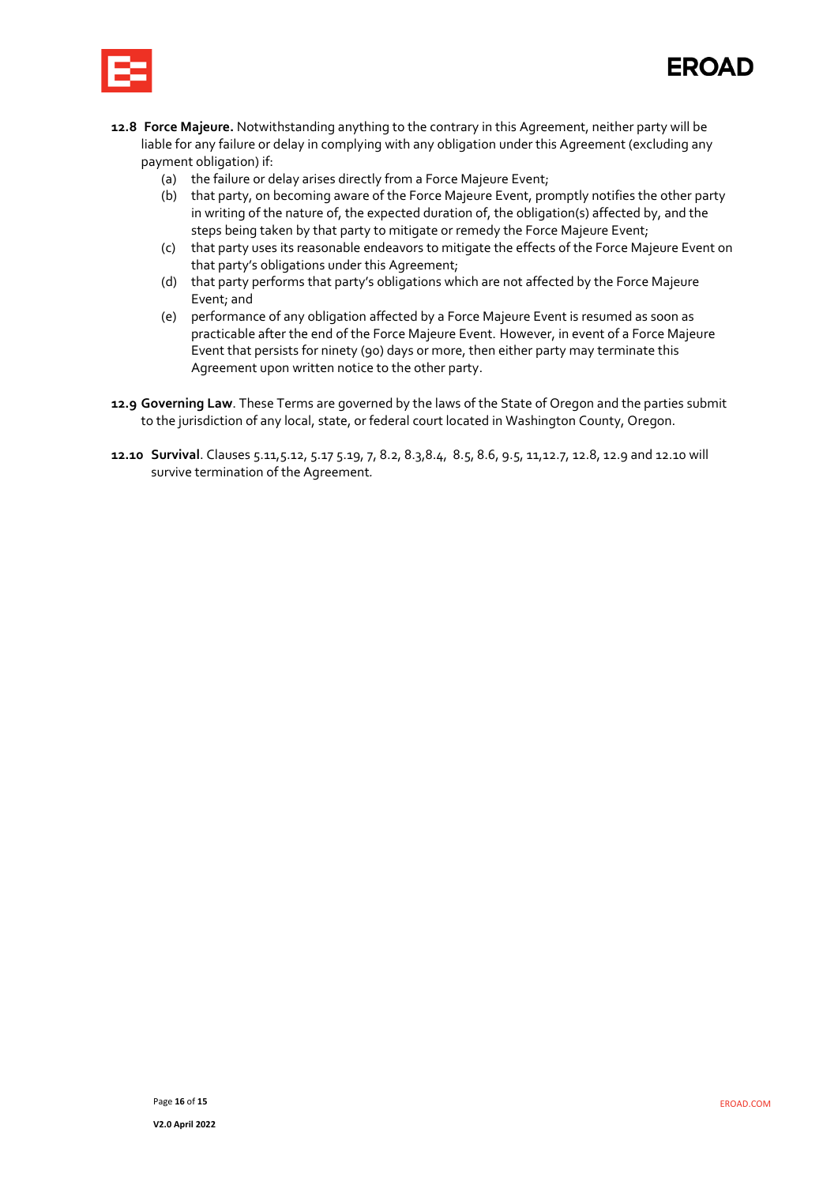**12.8 Force Majeure.** Notwithstanding anything to the contrary in this Agreement, neither party will be liable for any failure or delay in complying with any obligation under this Agreement (excluding any payment obligation) if:

(a) the failure or delay arises directly from a Force Majeure Event;

(b) that party, on becoming aware of the Force Majeure Event, promptly notifies the other party in writing of the nature of, the expected duration of, the obligation(s) affected by, and the steps being taken by that party to mitigate or remedy the Force Majeure Event;

(c) that party uses its reasonable endeavors to mitigate the effects of the Force Majeure Event on that party's obligations under this Agreement;

(d) that party performs that party's obligations which are not affected by the Force Majeure Event; and

(e) performance of any obligation affected by a Force Majeure Event is resumed as soon as practicable after the end of the Force Majeure Event. However, in event of a Force Majeure Event that persists for ninety (90) days or more, then either party may terminate this Agreement upon written notice to the other party.

**12.9 Governing Law**. These Terms are governed by the laws of the State of Oregon and the parties submit to the jurisdiction of any local, state, or federal court located in Washington County, Oregon.

**12.10 Survival**. Clauses 5.11,5.12, 5.17 5.19, 7, 8.2, 8.3,8.4, 8.5, 8.6, 9.5, 11,12.7, 12.8, 12.9 and 12.10 will survive termination of the Agreement.